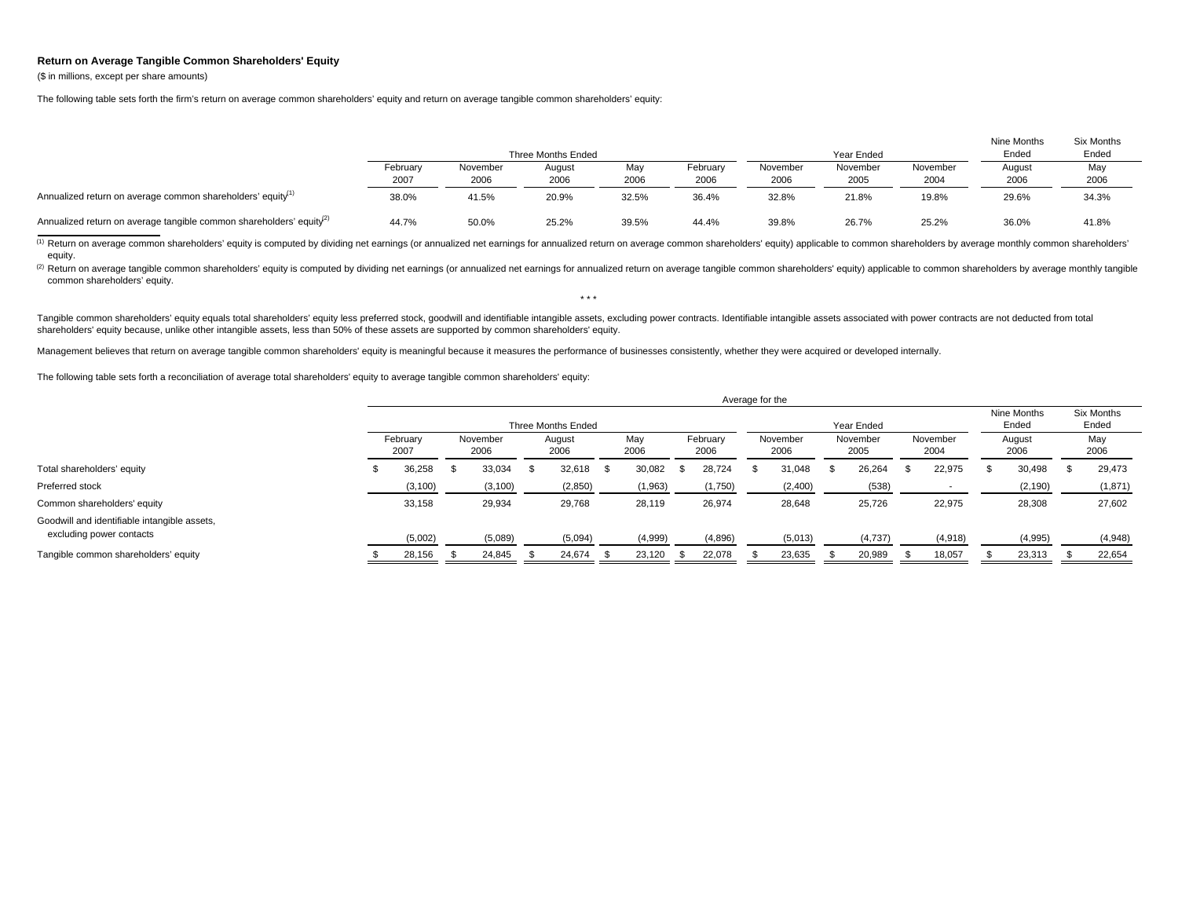### Return on Average Tangible Common Shareholders' Equity

($ in millions, except per share amounts)

The following table sets forth the firm's return on average common shareholders' equity and return on average tangible common shareholders' equity:

| | Three Months Ended | | | | | Year Ended | | | Nine Months Ended | Six Months Ended |
|---|---|---|---|---|---|---|---|---|---|---|
| | February 2007 | November 2006 | August 2006 | May 2006 | February 2006 | November 2006 | November 2005 | November 2004 | August 2006 | May 2006 |
| Annualized return on average common shareholders' equity [(1)] | 38.0% | 41.5% | 20.9% | 32.5% | 36.4% | 32.8% | 21.8% | 19.8% | 29.6% | 34.3% |
| Annualized return on average tangible common shareholders' equity [(2)] | 44.7% | 50.0% | 25.2% | 39.5% | 44.4% | 39.8% | 26.7% | 25.2% | 36.0% | 41.8% |

(1) Return on average common shareholders' equity is computed by dividing net earnings (or annualized net earnings for annualized return on average common shareholders' equity) applicable to common shareholders by average monthly common shareholders' equity.

(2) Return on average tangible common shareholders' equity is computed by dividing net earnings (or annualized net earnings for annualized return on average tangible common shareholders' equity) applicable to common shareholders by average monthly tangible common shareholders' equity.

\* \* \*

Tangible common shareholders' equity equals total shareholders' equity less preferred stock, goodwill and identifiable intangible assets, excluding power contracts. Identifiable intangible assets associated with power contracts are not deducted from total shareholders' equity because, unlike other intangible assets, less than 50% of these assets are supported by common shareholders' equity.

Management believes that return on average tangible common shareholders' equity is meaningful because it measures the performance of businesses consistently, whether they were acquired or developed internally.

The following table sets forth a reconciliation of average total shareholders' equity to average tangible common shareholders' equity:

| | Average for the | | | | | | | | | |
|---|---|---|---|---|---|---|---|---|---|---|
| | Three Months Ended | | | | | Year Ended | | | Nine Months Ended | Six Months Ended |
| | February 2007 | November 2006 | August 2006 | May 2006 | February 2006 | November 2006 | November 2005 | November 2004 | August 2006 | May 2006 |
| Total shareholders' equity | $ 36,258 | $ 33,034 | $ 32,618 | $ 30,082 | $ 28,724 | $ 31,048 | $ 26,264 | $ 22,975 | $ 30,498 | $ 29,473 |
| Preferred stock | (3,100) | (3,100) | (2,850) | (1,963) | (1,750) | (2,400) | (538) | - | (2,190) | (1,871) |
| Common shareholders' equity | 33,158 | 29,934 | 29,768 | 28,119 | 26,974 | 28,648 | 25,726 | 22,975 | 28,308 | 27,602 |
| Goodwill and identifiable intangible assets, excluding power contacts | (5,002) | (5,089) | (5,094) | (4,999) | (4,896) | (5,013) | (4,737) | (4,918) | (4,995) | (4,948) |
| Tangible common shareholders' equity | $ 28,156 | $ 24,845 | $ 24,674 | $ 23,120 | $ 22,078 | $ 23,635 | $ 20,989 | $ 18,057 | $ 23,313 | $ 22,654 |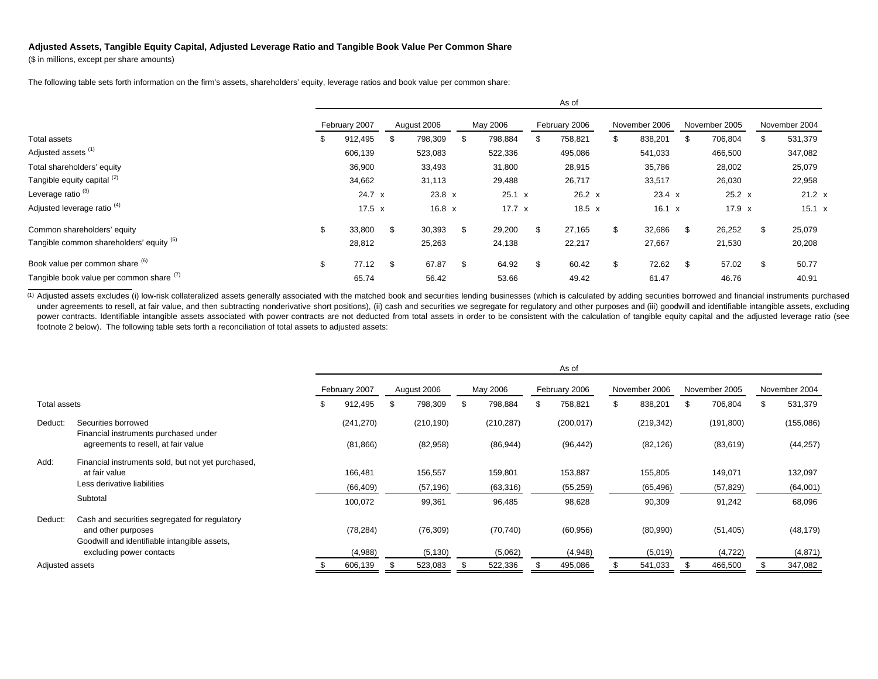**Adjusted Assets, Tangible Equity Capital, Adjusted Leverage Ratio and Tangible Book Value Per Common Share**

($ in millions, except per share amounts)

The following table sets forth information on the firm's assets, shareholders' equity, leverage ratios and book value per common share:

| | As of | | | | | | |
|---|---|---|---|---|---|---|---|
| | February 2007 | August 2006 | May 2006 | February 2006 | November 2006 | November 2005 | November 2004 |
| Total assets | $ 912,495 | $ 798,309 | $ 798,884 | $ 758,821 | $ 838,201 | $ 706,804 | $ 531,379 |
| Adjusted assets [(1)] | 606,139 | 523,083 | 522,336 | 495,086 | 541,033 | 466,500 | 347,082 |
| Total shareholders' equity | 36,900 | 33,493 | 31,800 | 28,915 | 35,786 | 28,002 | 25,079 |
| Tangible equity capital [(2)] | 34,662 | 31,113 | 29,488 | 26,717 | 33,517 | 26,030 | 22,958 |
| Leverage ratio [(3)] | 24.7 x | 23.8 x | 25.1 x | 26.2 x | 23.4 x | 25.2 x | 21.2 x |
| Adjusted leverage ratio [(4)] | 17.5 x | 16.8 x | 17.7 x | 18.5 x | 16.1 x | 17.9 x | 15.1 x |
| Common shareholders' equity | $ 33,800 | $ 30,393 | $ 29,200 | $ 27,165 | $ 32,686 | $ 26,252 | $ 25,079 |
| Tangible common shareholders' equity [(5)] | 28,812 | 25,263 | 24,138 | 22,217 | 27,667 | 21,530 | 20,208 |
| Book value per common share [(6)] | $ 77.12 | $ 67.87 | $ 64.92 | $ 60.42 | $ 72.62 | $ 57.02 | $ 50.77 |
| Tangible book value per common share [(7)] | 65.74 | 56.42 | 53.66 | 49.42 | 61.47 | 46.76 | 40.91 |

[(1)] Adjusted assets excludes (i) low-risk collateralized assets generally associated with the matched book and securities lending businesses (which is calculated by adding securities borrowed and financial instruments purchased under agreements to resell, at fair value, and then subtracting nonderivative short positions), (ii) cash and securities we segregate for regulatory and other purposes and (iii) goodwill and identifiable intangible assets, excluding power contracts. Identifiable intangible assets associated with power contracts are not deducted from total assets in order to be consistent with the calculation of tangible equity capital and the adjusted leverage ratio (see footnote 2 below). The following table sets forth a reconciliation of total assets to adjusted assets:

| | | As of | | | | | | |
|---|---|---|---|---|---|---|---|---|
| | | February 2007 | August 2006 | May 2006 | February 2006 | November 2006 | November 2005 | November 2004 |
| Total assets | | $ 912,495 | $ 798,309 | $ 798,884 | $ 758,821 | $ 838,201 | $ 706,804 | $ 531,379 |
| Deduct: | Securities borrowed | (241,270) | (210,190) | (210,287) | (200,017) | (219,342) | (191,800) | (155,086) |
| | Financial instruments purchased under agreements to resell, at fair value | (81,866) | (82,958) | (86,944) | (96,442) | (82,126) | (83,619) | (44,257) |
| Add: | Financial instruments sold, but not yet purchased, at fair value | 166,481 | 156,557 | 159,801 | 153,887 | 155,805 | 149,071 | 132,097 |
| | Less derivative liabilities | (66,409) | (57,196) | (63,316) | (55,259) | (65,496) | (57,829) | (64,001) |
| | Subtotal | 100,072 | 99,361 | 96,485 | 98,628 | 90,309 | 91,242 | 68,096 |
| Deduct: | Cash and securities segregated for regulatory and other purposes | (78,284) | (76,309) | (70,740) | (60,956) | (80,990) | (51,405) | (48,179) |
| | Goodwill and identifiable intangible assets, excluding power contacts | (4,988) | (5,130) | (5,062) | (4,948) | (5,019) | (4,722) | (4,871) |
| Adjusted assets | | $ 606,139 | $ 523,083 | $ 522,336 | $ 495,086 | $ 541,033 | $ 466,500 | $ 347,082 |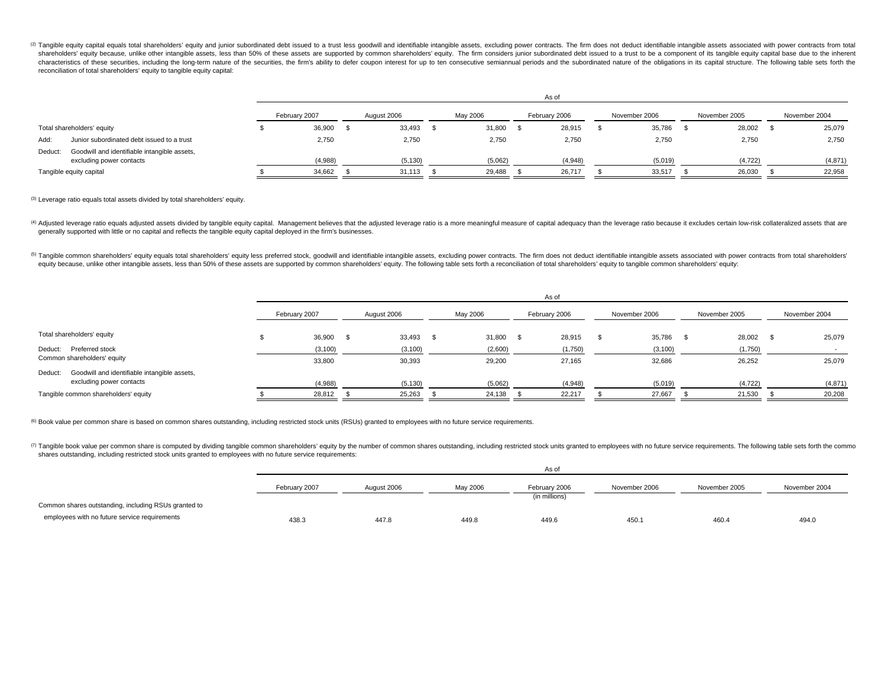(2) Tangible equity capital equals total shareholders' equity and junior subordinated debt issued to a trust less goodwill and identifiable intangible assets, excluding power contracts. The firm does not deduct identifiable intangible assets associated with power contracts from total shareholders' equity because, unlike other intangible assets, less than 50% of these assets are supported by common shareholders' equity. The firm considers junior subordinated debt issued to a trust to be a component of its tangible equity capital base due to the inherent characteristics of these securities, including the long-term nature of the securities, the firm's ability to defer coupon interest for up to ten consecutive semiannual periods and the subordinated nature of the obligations in its capital structure. The following table sets forth the reconciliation of total shareholders' equity to tangible equity capital:

| | As of | | | | | | |
|---|---|---|---|---|---|---|---|
| | February 2007 | August 2006 | May 2006 | February 2006 | November 2006 | November 2005 | November 2004 |
| Total shareholders' equity | $ 36,900 | $ 33,493 | $ 31,800 | $ 28,915 | $ 35,786 | $ 28,002 | $ 25,079 |
| Add: Junior subordinated debt issued to a trust | 2,750 | 2,750 | 2,750 | 2,750 | 2,750 | 2,750 | 2,750 |
| Deduct: Goodwill and identifiable intangible assets, excluding power contracts | (4,988) | (5,130) | (5,062) | (4,948) | (5,019) | (4,722) | (4,871) |
| Tangible equity capital | $ 34,662 | $ 31,113 | $ 29,488 | $ 26,717 | $ 33,517 | $ 26,030 | $ 22,958 |

(3) Leverage ratio equals total assets divided by total shareholders' equity.

(4) Adjusted leverage ratio equals adjusted assets divided by tangible equity capital. Management believes that the adjusted leverage ratio is a more meaningful measure of capital adequacy than the leverage ratio because it excludes certain low-risk collateralized assets that are generally supported with little or no capital and reflects the tangible equity capital deployed in the firm's businesses.

(5) Tangible common shareholders' equity equals total shareholders' equity less preferred stock, goodwill and identifiable intangible assets, excluding power contracts. The firm does not deduct identifiable intangible assets associated with power contracts from total shareholders' equity because, unlike other intangible assets, less than 50% of these assets are supported by common shareholders' equity. The following table sets forth a reconciliation of total shareholders' equity to tangible common shareholders' equity:

| | As of | | | | | | |
|---|---|---|---|---|---|---|---|
| | February 2007 | August 2006 | May 2006 | February 2006 | November 2006 | November 2005 | November 2004 |
| Total shareholders' equity | $ 36,900 | $ 33,493 | $ 31,800 | $ 28,915 | $ 35,786 | $ 28,002 | $ 25,079 |
| Deduct: Preferred stock | (3,100) | (3,100) | (2,600) | (1,750) | (3,100) | (1,750) | - |
| Common shareholders' equity | 33,800 | 30,393 | 29,200 | 27,165 | 32,686 | 26,252 | 25,079 |
| Deduct: Goodwill and identifiable intangible assets, excluding power contracts | (4,988) | (5,130) | (5,062) | (4,948) | (5,019) | (4,722) | (4,871) |
| Tangible common shareholders' equity | $ 28,812 | $ 25,263 | $ 24,138 | $ 22,217 | $ 27,667 | $ 21,530 | $ 20,208 |

(6) Book value per common share is based on common shares outstanding, including restricted stock units (RSUs) granted to employees with no future service requirements.

(7) Tangible book value per common share is computed by dividing tangible common shareholders' equity by the number of common shares outstanding, including restricted stock units granted to employees with no future service requirements. The following table sets forth the commo shares outstanding, including restricted stock units granted to employees with no future service requirements:

| | As of | | | | | | |
|---|---|---|---|---|---|---|---|
| | February 2007 | August 2006 | May 2006 | February 2006 | November 2006 | November 2005 | November 2004 |
| | | | | (in millions) | | | |
| Common shares outstanding, including RSUs granted to employees with no future service requirements | 438.3 | 447.8 | 449.8 | 449.6 | 450.1 | 460.4 | 494.0 |